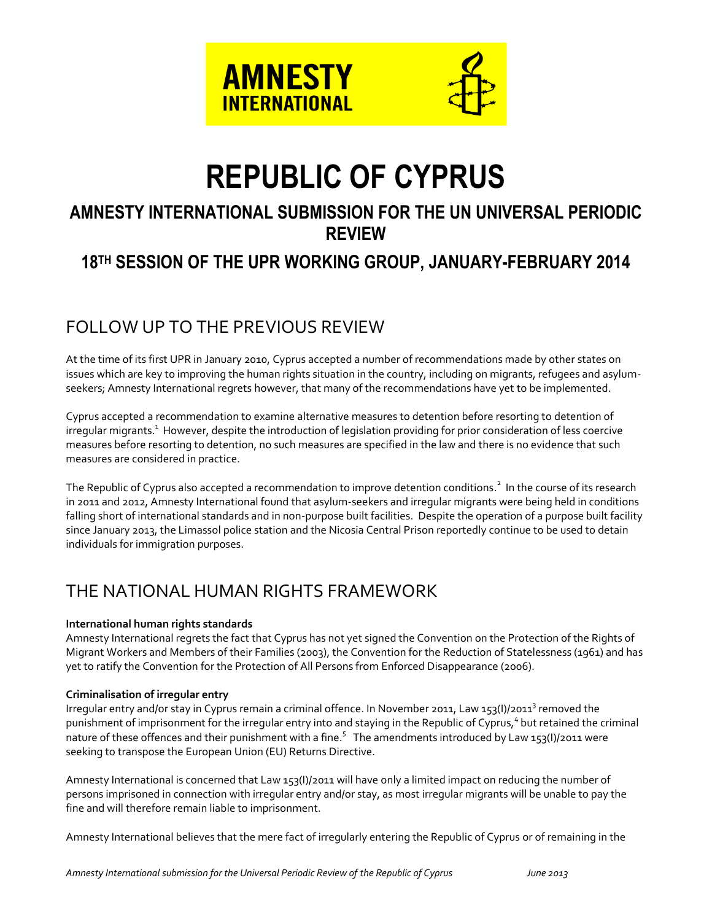AMNESTY INTERNATIONAL

# REPUBLIC OF CYPRUS

## AMNESTY INTERNATIONAL SUBMISSION FOR THE UN UNIVERSAL PERIODIC REVIEW

## 18TH SESSION OF THE UPR WORKING GROUP, JANUARY-FEBRUARY 2014

## FOLLOW UP TO THE PREVIOUS REVIEW

At the time of its first UPR in January 2010, Cyprus accepted a number of recommendations made by other states on issues which are key to improving the human rights situation in the country, including on migrants, refugees and asylum-seekers; Amnesty International regrets however, that many of the recommendations have yet to be implemented.

Cyprus accepted a recommendation to examine alternative measures to detention before resorting to detention of irregular migrants.[1] However, despite the introduction of legislation providing for prior consideration of less coercive measures before resorting to detention, no such measures are specified in the law and there is no evidence that such measures are considered in practice.

The Republic of Cyprus also accepted a recommendation to improve detention conditions.[2] In the course of its research in 2011 and 2012, Amnesty International found that asylum-seekers and irregular migrants were being held in conditions falling short of international standards and in non-purpose built facilities. Despite the operation of a purpose built facility since January 2013, the Limassol police station and the Nicosia Central Prison reportedly continue to be used to detain individuals for immigration purposes.

## THE NATIONAL HUMAN RIGHTS FRAMEWORK

**International human rights standards**

Amnesty International regrets the fact that Cyprus has not yet signed the Convention on the Protection of the Rights of Migrant Workers and Members of their Families (2003), the Convention for the Reduction of Statelessness (1961) and has yet to ratify the Convention for the Protection of All Persons from Enforced Disappearance (2006).

**Criminalisation of irregular entry**

Irregular entry and/or stay in Cyprus remain a criminal offence. In November 2011, Law 153(I)/2011[3] removed the punishment of imprisonment for the irregular entry into and staying in the Republic of Cyprus,[4] but retained the criminal nature of these offences and their punishment with a fine.[5] The amendments introduced by Law 153(I)/2011 were seeking to transpose the European Union (EU) Returns Directive.

Amnesty International is concerned that Law 153(I)/2011 will have only a limited impact on reducing the number of persons imprisoned in connection with irregular entry and/or stay, as most irregular migrants will be unable to pay the fine and will therefore remain liable to imprisonment.

Amnesty International believes that the mere fact of irregularly entering the Republic of Cyprus or of remaining in the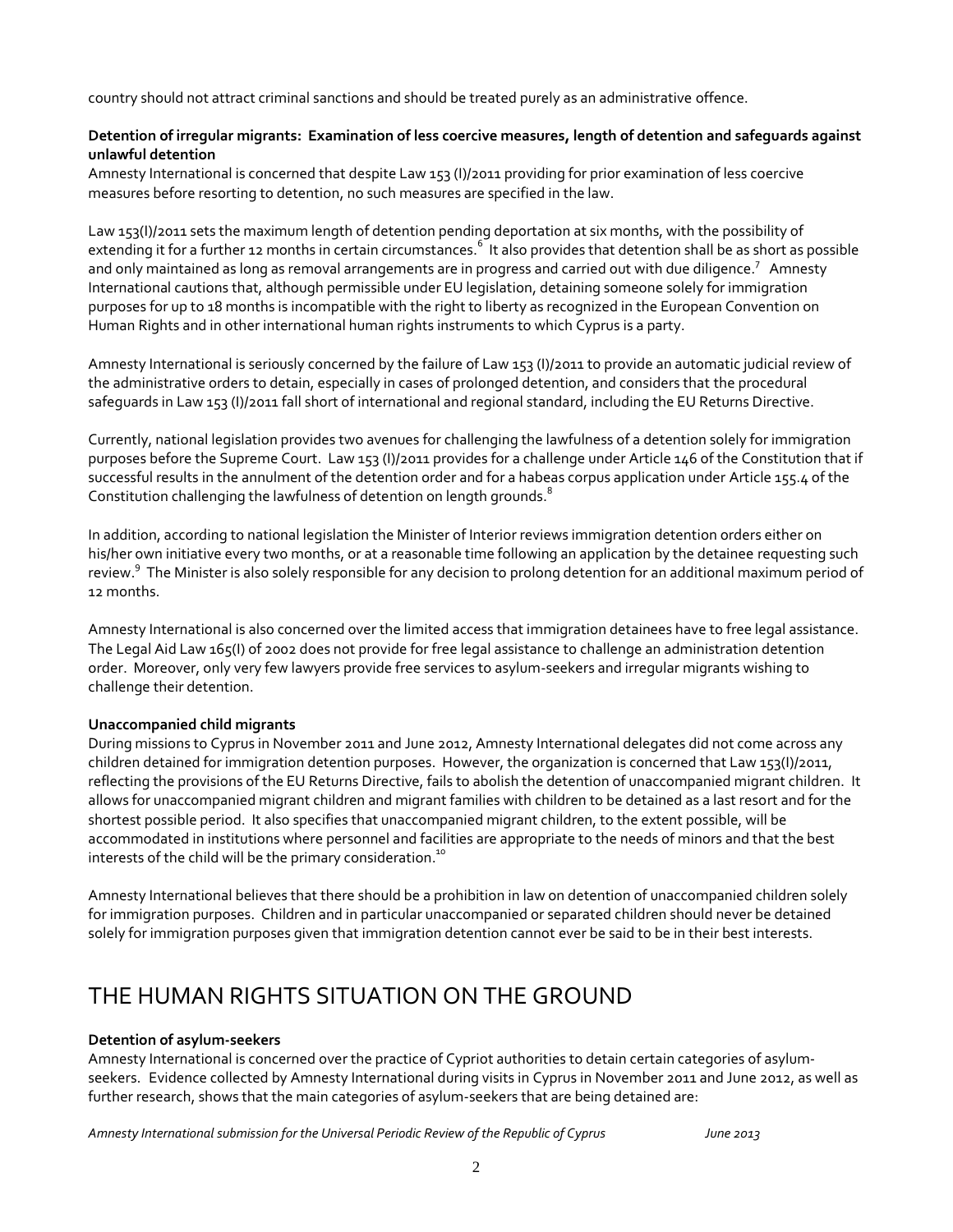country should not attract criminal sanctions and should be treated purely as an administrative offence.

**Detention of irregular migrants: Examination of less coercive measures, length of detention and safeguards against unlawful detention**

Amnesty International is concerned that despite Law 153 (I)/2011 providing for prior examination of less coercive measures before resorting to detention, no such measures are specified in the law.

Law 153(I)/2011 sets the maximum length of detention pending deportation at six months, with the possibility of extending it for a further 12 months in certain circumstances.[6] It also provides that detention shall be as short as possible and only maintained as long as removal arrangements are in progress and carried out with due diligence.[7] Amnesty International cautions that, although permissible under EU legislation, detaining someone solely for immigration purposes for up to 18 months is incompatible with the right to liberty as recognized in the European Convention on Human Rights and in other international human rights instruments to which Cyprus is a party.

Amnesty International is seriously concerned by the failure of Law 153 (I)/2011 to provide an automatic judicial review of the administrative orders to detain, especially in cases of prolonged detention, and considers that the procedural safeguards in Law 153 (I)/2011 fall short of international and regional standard, including the EU Returns Directive.

Currently, national legislation provides two avenues for challenging the lawfulness of a detention solely for immigration purposes before the Supreme Court. Law 153 (I)/2011 provides for a challenge under Article 146 of the Constitution that if successful results in the annulment of the detention order and for a habeas corpus application under Article 155.4 of the Constitution challenging the lawfulness of detention on length grounds.[8]

In addition, according to national legislation the Minister of Interior reviews immigration detention orders either on his/her own initiative every two months, or at a reasonable time following an application by the detainee requesting such review.[9] The Minister is also solely responsible for any decision to prolong detention for an additional maximum period of 12 months.

Amnesty International is also concerned over the limited access that immigration detainees have to free legal assistance. The Legal Aid Law 165(I) of 2002 does not provide for free legal assistance to challenge an administration detention order. Moreover, only very few lawyers provide free services to asylum-seekers and irregular migrants wishing to challenge their detention.

**Unaccompanied child migrants**

During missions to Cyprus in November 2011 and June 2012, Amnesty International delegates did not come across any children detained for immigration detention purposes. However, the organization is concerned that Law 153(I)/2011, reflecting the provisions of the EU Returns Directive, fails to abolish the detention of unaccompanied migrant children. It allows for unaccompanied migrant children and migrant families with children to be detained as a last resort and for the shortest possible period. It also specifies that unaccompanied migrant children, to the extent possible, will be accommodated in institutions where personnel and facilities are appropriate to the needs of minors and that the best interests of the child will be the primary consideration.[10]

Amnesty International believes that there should be a prohibition in law on detention of unaccompanied children solely for immigration purposes. Children and in particular unaccompanied or separated children should never be detained solely for immigration purposes given that immigration detention cannot ever be said to be in their best interests.

# THE HUMAN RIGHTS SITUATION ON THE GROUND

**Detention of asylum-seekers**

Amnesty International is concerned over the practice of Cypriot authorities to detain certain categories of asylum-seekers. Evidence collected by Amnesty International during visits in Cyprus in November 2011 and June 2012, as well as further research, shows that the main categories of asylum-seekers that are being detained are: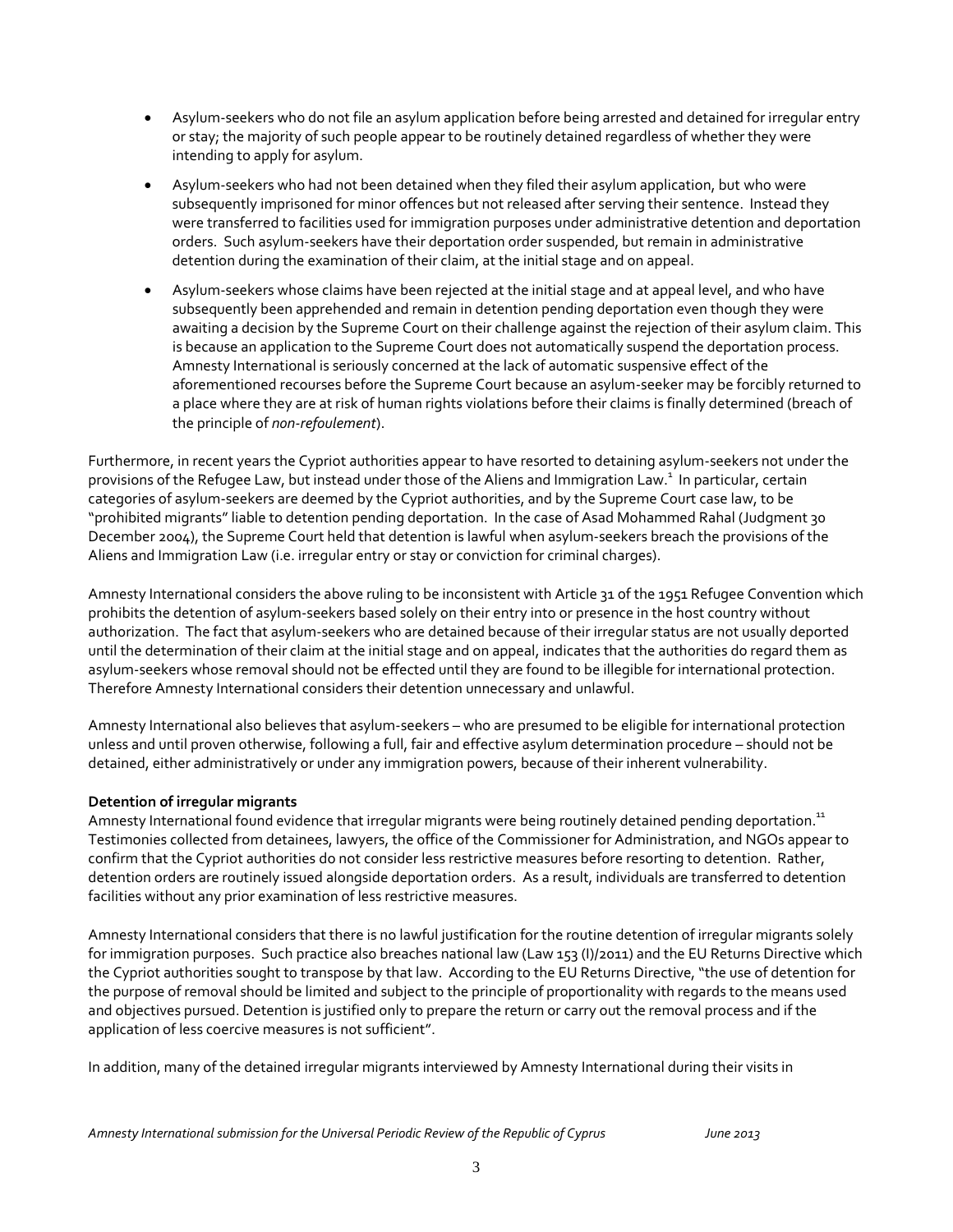- Asylum-seekers who do not file an asylum application before being arrested and detained for irregular entry or stay; the majority of such people appear to be routinely detained regardless of whether they were intending to apply for asylum.
- Asylum-seekers who had not been detained when they filed their asylum application, but who were subsequently imprisoned for minor offences but not released after serving their sentence. Instead they were transferred to facilities used for immigration purposes under administrative detention and deportation orders. Such asylum-seekers have their deportation order suspended, but remain in administrative detention during the examination of their claim, at the initial stage and on appeal.
- Asylum-seekers whose claims have been rejected at the initial stage and at appeal level, and who have subsequently been apprehended and remain in detention pending deportation even though they were awaiting a decision by the Supreme Court on their challenge against the rejection of their asylum claim. This is because an application to the Supreme Court does not automatically suspend the deportation process. Amnesty International is seriously concerned at the lack of automatic suspensive effect of the aforementioned recourses before the Supreme Court because an asylum-seeker may be forcibly returned to a place where they are at risk of human rights violations before their claims is finally determined (breach of the principle of *non-refoulement*).

Furthermore, in recent years the Cypriot authorities appear to have resorted to detaining asylum-seekers not under the provisions of the Refugee Law, but instead under those of the Aliens and Immigration Law.[1] In particular, certain categories of asylum-seekers are deemed by the Cypriot authorities, and by the Supreme Court case law, to be "prohibited migrants" liable to detention pending deportation. In the case of Asad Mohammed Rahal (Judgment 30 December 2004), the Supreme Court held that detention is lawful when asylum-seekers breach the provisions of the Aliens and Immigration Law (i.e. irregular entry or stay or conviction for criminal charges).

Amnesty International considers the above ruling to be inconsistent with Article 31 of the 1951 Refugee Convention which prohibits the detention of asylum-seekers based solely on their entry into or presence in the host country without authorization. The fact that asylum-seekers who are detained because of their irregular status are not usually deported until the determination of their claim at the initial stage and on appeal, indicates that the authorities do regard them as asylum-seekers whose removal should not be effected until they are found to be illegible for international protection. Therefore Amnesty International considers their detention unnecessary and unlawful.

Amnesty International also believes that asylum-seekers – who are presumed to be eligible for international protection unless and until proven otherwise, following a full, fair and effective asylum determination procedure – should not be detained, either administratively or under any immigration powers, because of their inherent vulnerability.

**Detention of irregular migrants**

Amnesty International found evidence that irregular migrants were being routinely detained pending deportation.[11] Testimonies collected from detainees, lawyers, the office of the Commissioner for Administration, and NGOs appear to confirm that the Cypriot authorities do not consider less restrictive measures before resorting to detention. Rather, detention orders are routinely issued alongside deportation orders. As a result, individuals are transferred to detention facilities without any prior examination of less restrictive measures.

Amnesty International considers that there is no lawful justification for the routine detention of irregular migrants solely for immigration purposes. Such practice also breaches national law (Law 153 (I)/2011) and the EU Returns Directive which the Cypriot authorities sought to transpose by that law. According to the EU Returns Directive, "the use of detention for the purpose of removal should be limited and subject to the principle of proportionality with regards to the means used and objectives pursued. Detention is justified only to prepare the return or carry out the removal process and if the application of less coercive measures is not sufficient".

In addition, many of the detained irregular migrants interviewed by Amnesty International during their visits in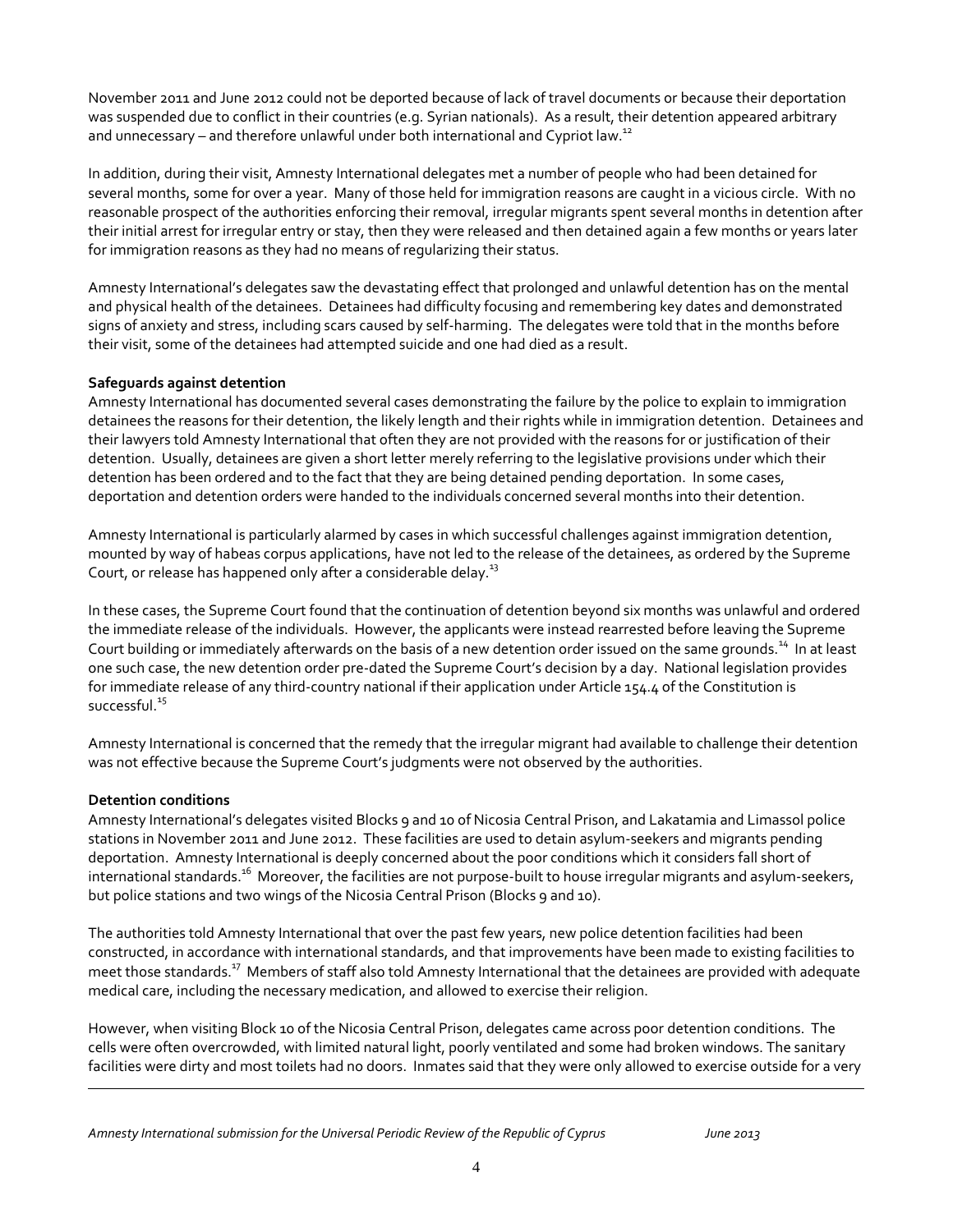November 2011 and June 2012 could not be deported because of lack of travel documents or because their deportation was suspended due to conflict in their countries (e.g. Syrian nationals). As a result, their detention appeared arbitrary and unnecessary – and therefore unlawful under both international and Cypriot law.[12]

In addition, during their visit, Amnesty International delegates met a number of people who had been detained for several months, some for over a year. Many of those held for immigration reasons are caught in a vicious circle. With no reasonable prospect of the authorities enforcing their removal, irregular migrants spent several months in detention after their initial arrest for irregular entry or stay, then they were released and then detained again a few months or years later for immigration reasons as they had no means of regularizing their status.

Amnesty International's delegates saw the devastating effect that prolonged and unlawful detention has on the mental and physical health of the detainees. Detainees had difficulty focusing and remembering key dates and demonstrated signs of anxiety and stress, including scars caused by self-harming. The delegates were told that in the months before their visit, some of the detainees had attempted suicide and one had died as a result.

**Safeguards against detention**

Amnesty International has documented several cases demonstrating the failure by the police to explain to immigration detainees the reasons for their detention, the likely length and their rights while in immigration detention. Detainees and their lawyers told Amnesty International that often they are not provided with the reasons for or justification of their detention. Usually, detainees are given a short letter merely referring to the legislative provisions under which their detention has been ordered and to the fact that they are being detained pending deportation. In some cases, deportation and detention orders were handed to the individuals concerned several months into their detention.

Amnesty International is particularly alarmed by cases in which successful challenges against immigration detention, mounted by way of habeas corpus applications, have not led to the release of the detainees, as ordered by the Supreme Court, or release has happened only after a considerable delay.[13]

In these cases, the Supreme Court found that the continuation of detention beyond six months was unlawful and ordered the immediate release of the individuals. However, the applicants were instead rearrested before leaving the Supreme Court building or immediately afterwards on the basis of a new detention order issued on the same grounds.[14] In at least one such case, the new detention order pre-dated the Supreme Court's decision by a day. National legislation provides for immediate release of any third-country national if their application under Article 154.4 of the Constitution is successful.[15]

Amnesty International is concerned that the remedy that the irregular migrant had available to challenge their detention was not effective because the Supreme Court's judgments were not observed by the authorities.

**Detention conditions**

Amnesty International's delegates visited Blocks 9 and 10 of Nicosia Central Prison, and Lakatamia and Limassol police stations in November 2011 and June 2012. These facilities are used to detain asylum-seekers and migrants pending deportation. Amnesty International is deeply concerned about the poor conditions which it considers fall short of international standards.[16] Moreover, the facilities are not purpose-built to house irregular migrants and asylum-seekers, but police stations and two wings of the Nicosia Central Prison (Blocks 9 and 10).

The authorities told Amnesty International that over the past few years, new police detention facilities had been constructed, in accordance with international standards, and that improvements have been made to existing facilities to meet those standards.[17] Members of staff also told Amnesty International that the detainees are provided with adequate medical care, including the necessary medication, and allowed to exercise their religion.

However, when visiting Block 10 of the Nicosia Central Prison, delegates came across poor detention conditions. The cells were often overcrowded, with limited natural light, poorly ventilated and some had broken windows. The sanitary facilities were dirty and most toilets had no doors. Inmates said that they were only allowed to exercise outside for a very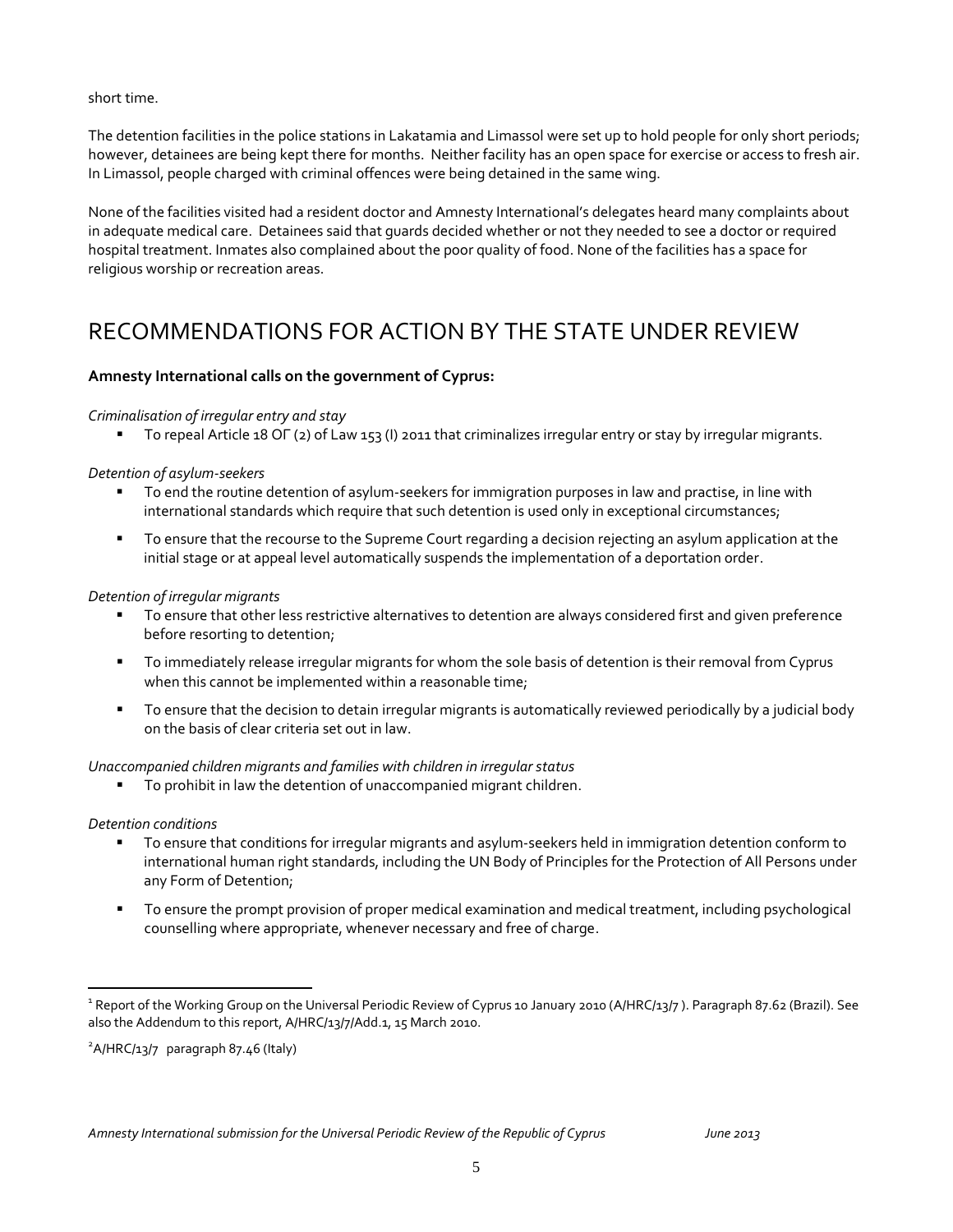short time.

The detention facilities in the police stations in Lakatamia and Limassol were set up to hold people for only short periods; however, detainees are being kept there for months. Neither facility has an open space for exercise or access to fresh air. In Limassol, people charged with criminal offences were being detained in the same wing.

None of the facilities visited had a resident doctor and Amnesty International's delegates heard many complaints about in adequate medical care. Detainees said that guards decided whether or not they needed to see a doctor or required hospital treatment. Inmates also complained about the poor quality of food. None of the facilities has a space for religious worship or recreation areas.

# RECOMMENDATIONS FOR ACTION BY THE STATE UNDER REVIEW

**Amnesty International calls on the government of Cyprus:**

*Criminalisation of irregular entry and stay*

- To repeal Article 18 ΟΓ (2) of Law 153 (I) 2011 that criminalizes irregular entry or stay by irregular migrants.

*Detention of asylum-seekers*

- To end the routine detention of asylum-seekers for immigration purposes in law and practise, in line with international standards which require that such detention is used only in exceptional circumstances;
- To ensure that the recourse to the Supreme Court regarding a decision rejecting an asylum application at the initial stage or at appeal level automatically suspends the implementation of a deportation order.

*Detention of irregular migrants*

- To ensure that other less restrictive alternatives to detention are always considered first and given preference before resorting to detention;
- To immediately release irregular migrants for whom the sole basis of detention is their removal from Cyprus when this cannot be implemented within a reasonable time;
- To ensure that the decision to detain irregular migrants is automatically reviewed periodically by a judicial body on the basis of clear criteria set out in law.

*Unaccompanied children migrants and families with children in irregular status*

- To prohibit in law the detention of unaccompanied migrant children.

*Detention conditions*

- To ensure that conditions for irregular migrants and asylum-seekers held in immigration detention conform to international human right standards, including the UN Body of Principles for the Protection of All Persons under any Form of Detention;
- To ensure the prompt provision of proper medical examination and medical treatment, including psychological counselling where appropriate, whenever necessary and free of charge.

---

[1] Report of the Working Group on the Universal Periodic Review of Cyprus 10 January 2010 (A/HRC/13/7 ). Paragraph 87.62 (Brazil). See also the Addendum to this report, A/HRC/13/7/Add.1, 15 March 2010.

[2] A/HRC/13/7 paragraph 87.46 (Italy)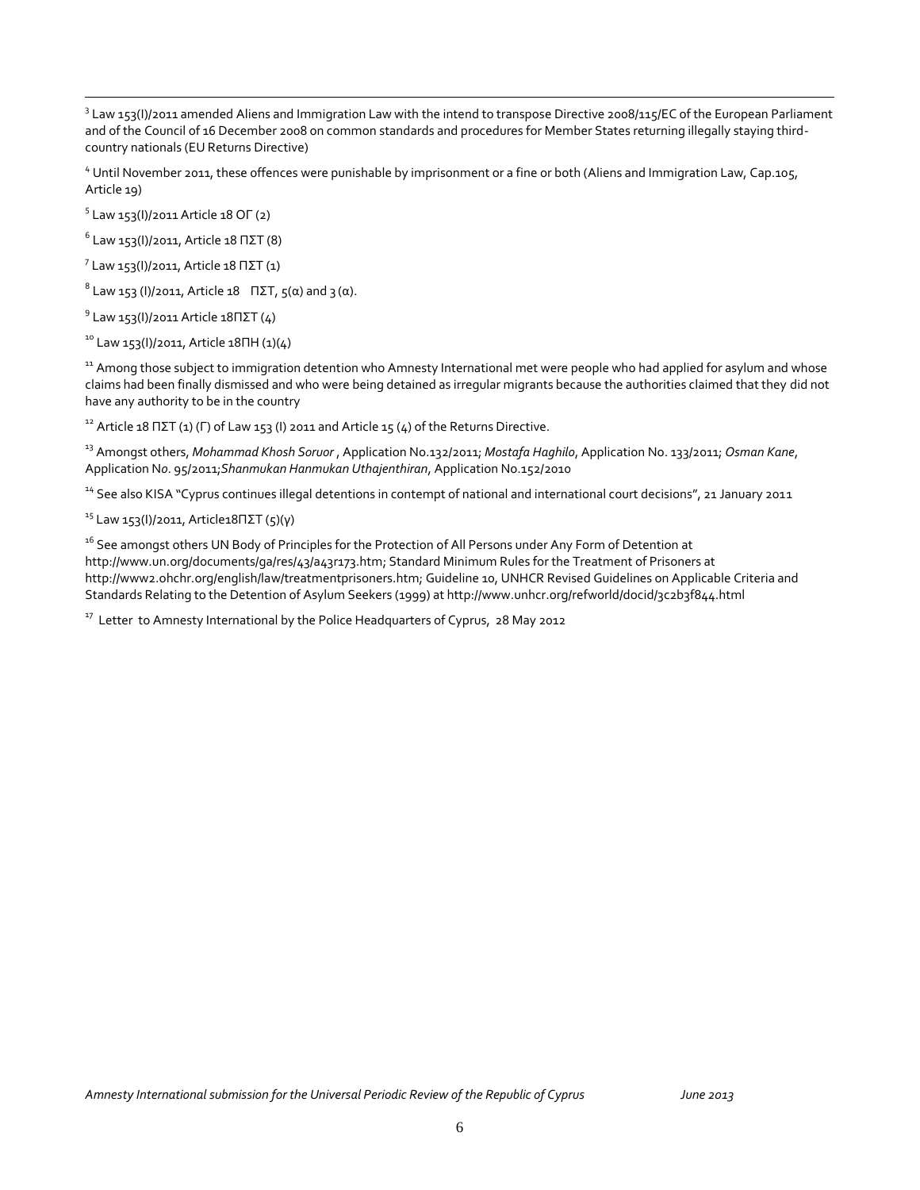[3] Law 153(I)/2011 amended Aliens and Immigration Law with the intend to transpose Directive 2008/115/EC of the European Parliament and of the Council of 16 December 2008 on common standards and procedures for Member States returning illegally staying third-country nationals (EU Returns Directive)

[4] Until November 2011, these offences were punishable by imprisonment or a fine or both (Aliens and Immigration Law, Cap.105, Article 19)

[5] Law 153(I)/2011 Article 18 ΟΓ (2)

[6] Law 153(I)/2011, Article 18 ΠΣΤ (8)

[7] Law 153(I)/2011, Article 18 ΠΣΤ (1)

[8] Law 153 (I)/2011, Article 18 ΠΣΤ, 5(α) and 3 (α).

[9] Law 153(I)/2011 Article 18ΠΣΤ (4)

[10] Law 153(I)/2011, Article 18ΠΗ (1)(4)

[11] Among those subject to immigration detention who Amnesty International met were people who had applied for asylum and whose claims had been finally dismissed and who were being detained as irregular migrants because the authorities claimed that they did not have any authority to be in the country

[12] Article 18 ΠΣΤ (1) (Γ) of Law 153 (I) 2011 and Article 15 (4) of the Returns Directive.

[13] Amongst others, *Mohammad Khosh Soruor* , Application No.132/2011; *Mostafa Haghilo*, Application No. 133/2011; *Osman Kane*, Application No. 95/2011;*Shanmukan Hanmukan Uthajenthiran*, Application No.152/2010

[14] See also KISA "Cyprus continues illegal detentions in contempt of national and international court decisions", 21 January 2011

[15] Law 153(I)/2011, Article18ΠΣΤ (5)(γ)

[16] See amongst others UN Body of Principles for the Protection of All Persons under Any Form of Detention at http://www.un.org/documents/ga/res/43/a43r173.htm; Standard Minimum Rules for the Treatment of Prisoners at http://www2.ohchr.org/english/law/treatmentprisoners.htm; Guideline 10, UNHCR Revised Guidelines on Applicable Criteria and Standards Relating to the Detention of Asylum Seekers (1999) at http://www.unhcr.org/refworld/docid/3c2b3f844.html

[17] Letter to Amnesty International by the Police Headquarters of Cyprus, 28 May 2012